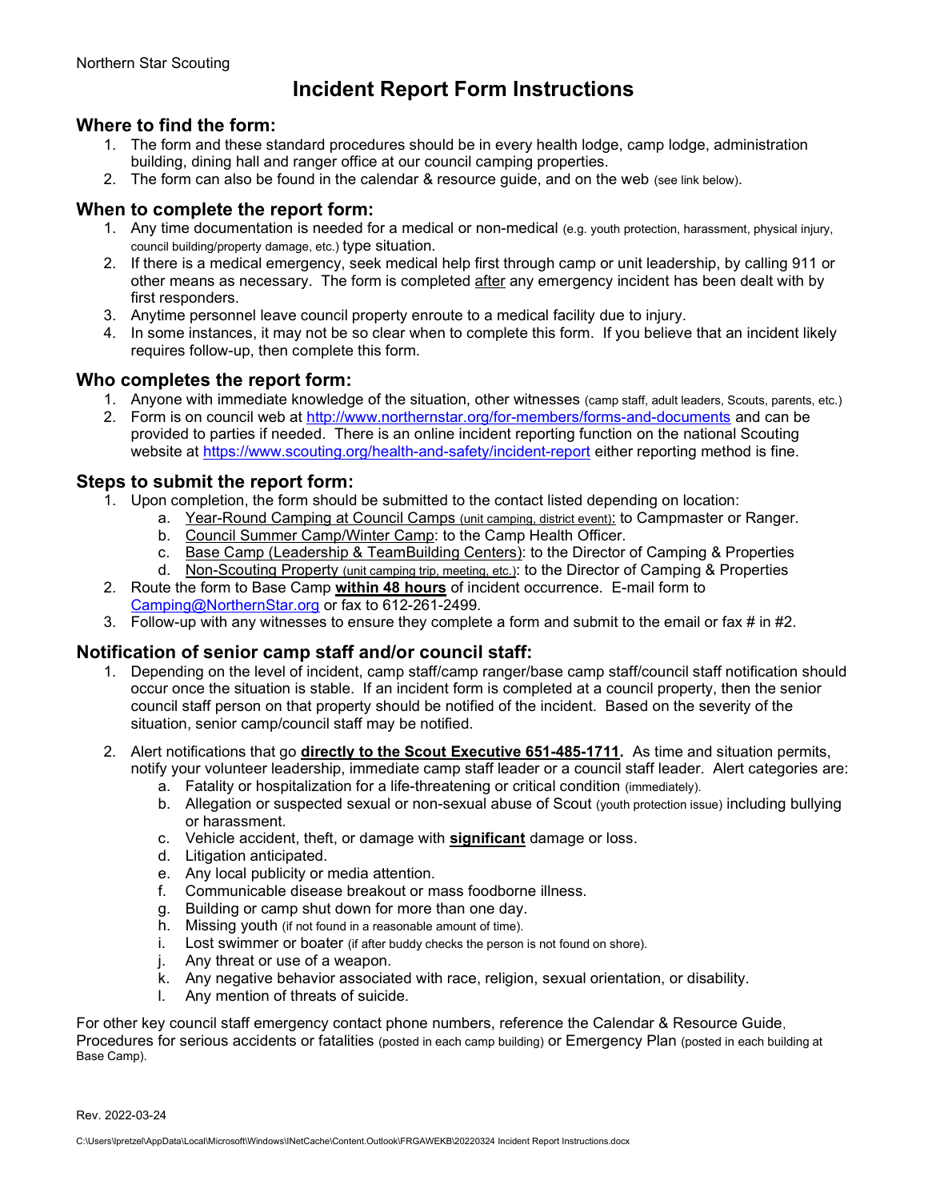Northern Star Scouting

# Incident Report Form Instructions

## Where to find the form:

1. The form and these standard procedures should be in every health lodge, camp lodge, administration building, dining hall and ranger office at our council camping properties.
2. The form can also be found in the calendar & resource guide, and on the web (see link below).

## When to complete the report form:

1. Any time documentation is needed for a medical or non-medical (e.g. youth protection, harassment, physical injury, council building/property damage, etc.) type situation.
2. If there is a medical emergency, seek medical help first through camp or unit leadership, by calling 911 or other means as necessary. The form is completed after any emergency incident has been dealt with by first responders.
3. Anytime personnel leave council property enroute to a medical facility due to injury.
4. In some instances, it may not be so clear when to complete this form. If you believe that an incident likely requires follow-up, then complete this form.

## Who completes the report form:

1. Anyone with immediate knowledge of the situation, other witnesses (camp staff, adult leaders, Scouts, parents, etc.)
2. Form is on council web at http://www.northernstar.org/for-members/forms-and-documents and can be provided to parties if needed. There is an online incident reporting function on the national Scouting website at https://www.scouting.org/health-and-safety/incident-report either reporting method is fine.

## Steps to submit the report form:

1. Upon completion, the form should be submitted to the contact listed depending on location:
   a. Year-Round Camping at Council Camps (unit camping, district event): to Campmaster or Ranger.
   b. Council Summer Camp/Winter Camp: to the Camp Health Officer.
   c. Base Camp (Leadership & TeamBuilding Centers): to the Director of Camping & Properties
   d. Non-Scouting Property (unit camping trip, meeting, etc.): to the Director of Camping & Properties
2. Route the form to Base Camp **within 48 hours** of incident occurrence. E-mail form to Camping@NorthernStar.org or fax to 612-261-2499.
3. Follow-up with any witnesses to ensure they complete a form and submit to the email or fax # in #2.

## Notification of senior camp staff and/or council staff:

1. Depending on the level of incident, camp staff/camp ranger/base camp staff/council staff notification should occur once the situation is stable. If an incident form is completed at a council property, then the senior council staff person on that property should be notified of the incident. Based on the severity of the situation, senior camp/council staff may be notified.

2. Alert notifications that go **directly to the Scout Executive 651-485-1711.** As time and situation permits, notify your volunteer leadership, immediate camp staff leader or a council staff leader. Alert categories are:
   a. Fatality or hospitalization for a life-threatening or critical condition (immediately).
   b. Allegation or suspected sexual or non-sexual abuse of Scout (youth protection issue) including bullying or harassment.
   c. Vehicle accident, theft, or damage with **significant** damage or loss.
   d. Litigation anticipated.
   e. Any local publicity or media attention.
   f. Communicable disease breakout or mass foodborne illness.
   g. Building or camp shut down for more than one day.
   h. Missing youth (if not found in a reasonable amount of time).
   i. Lost swimmer or boater (if after buddy checks the person is not found on shore).
   j. Any threat or use of a weapon.
   k. Any negative behavior associated with race, religion, sexual orientation, or disability.
   l. Any mention of threats of suicide.

For other key council staff emergency contact phone numbers, reference the Calendar & Resource Guide, Procedures for serious accidents or fatalities (posted in each camp building) or Emergency Plan (posted in each building at Base Camp).

Rev. 2022-03-24

C:\Users\lpretzel\AppData\Local\Microsoft\Windows\INetCache\Content.Outlook\FRGAWEKB\20220324 Incident Report Instructions.docx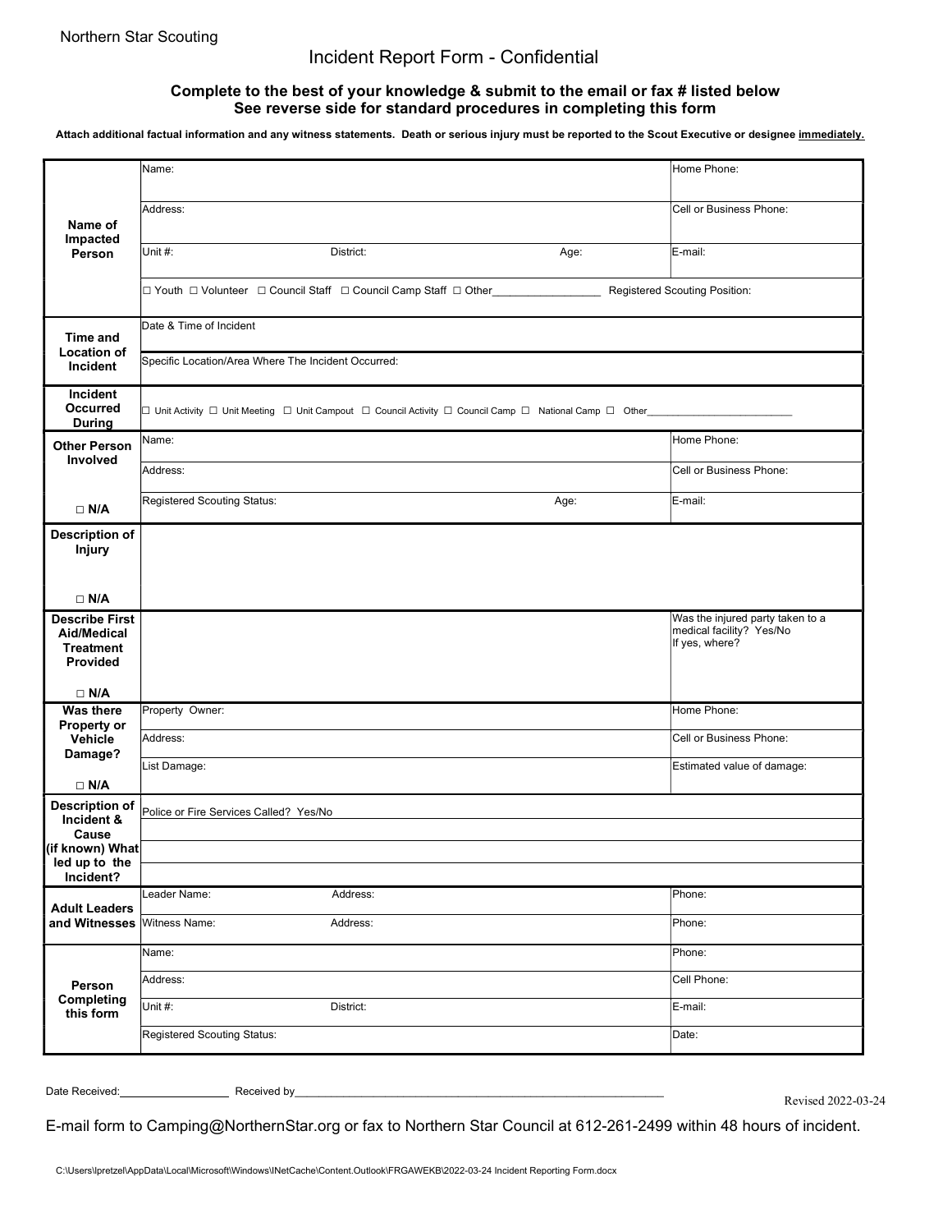Northern Star Scouting

# Incident Report Form - Confidential

**Complete to the best of your knowledge & submit to the email or fax # listed below**
**See reverse side for standard procedures in completing this form**

**Attach additional factual information and any witness statements. Death or serious injury must be reported to the Scout Executive or designee immediately.**

| | | | | |
|---|---|---|---|---|
| **Name of Impacted Person** | Name: | | | Home Phone: |
| | Address: | | | Cell or Business Phone: |
| | Unit #: | District: | Age: | E-mail: |
| | ☐ Youth ☐ Volunteer ☐ Council Staff ☐ Council Camp Staff ☐ Other_________________ | | | Registered Scouting Position: |
| **Time and Location of Incident** | Date & Time of Incident | | | |
| | Specific Location/Area Where The Incident Occurred: | | | |
| **Incident Occurred During** | ☐ Unit Activity ☐ Unit Meeting ☐ Unit Campout ☐ Council Activity ☐ Council Camp ☐ National Camp ☐ Other_________________________ | | | |
| **Other Person Involved** ☐ **N/A** | Name: | | | Home Phone: |
| | Address: | | | Cell or Business Phone: |
| | Registered Scouting Status: | | Age: | E-mail: |
| **Description of Injury** ☐ **N/A** | | | | |
| **Describe First Aid/Medical Treatment Provided** ☐ **N/A** | | | | Was the injured party taken to a medical facility? Yes/No If yes, where? |
| **Was there Property or Vehicle Damage?** ☐ **N/A** | Property Owner: | | | Home Phone: |
| | Address: | | | Cell or Business Phone: |
| | List Damage: | | | Estimated value of damage: |
| **Description of Incident & Cause (if known) What led up to the Incident?** | Police or Fire Services Called? Yes/No | | | |
| | | | | |
| | | | | |
| | | | | |
| **Adult Leaders and Witnesses** | Leader Name: | Address: | | Phone: |
| | Witness Name: | Address: | | Phone: |
| **Person Completing this form** | Name: | | | Phone: |
| | Address: | | | Cell Phone: |
| | Unit #: | District: | | E-mail: |
| | Registered Scouting Status: | | | Date: |

Date Received:_________________ Received by_____________________________________________________________

Revised 2022-03-24

E-mail form to Camping@NorthernStar.org or fax to Northern Star Council at 612-261-2499 within 48 hours of incident.

C:\Users\lpretzel\AppData\Local\Microsoft\Windows\INetCache\Content.Outlook\FRGAWEKB\2022-03-24 Incident Reporting Form.docx